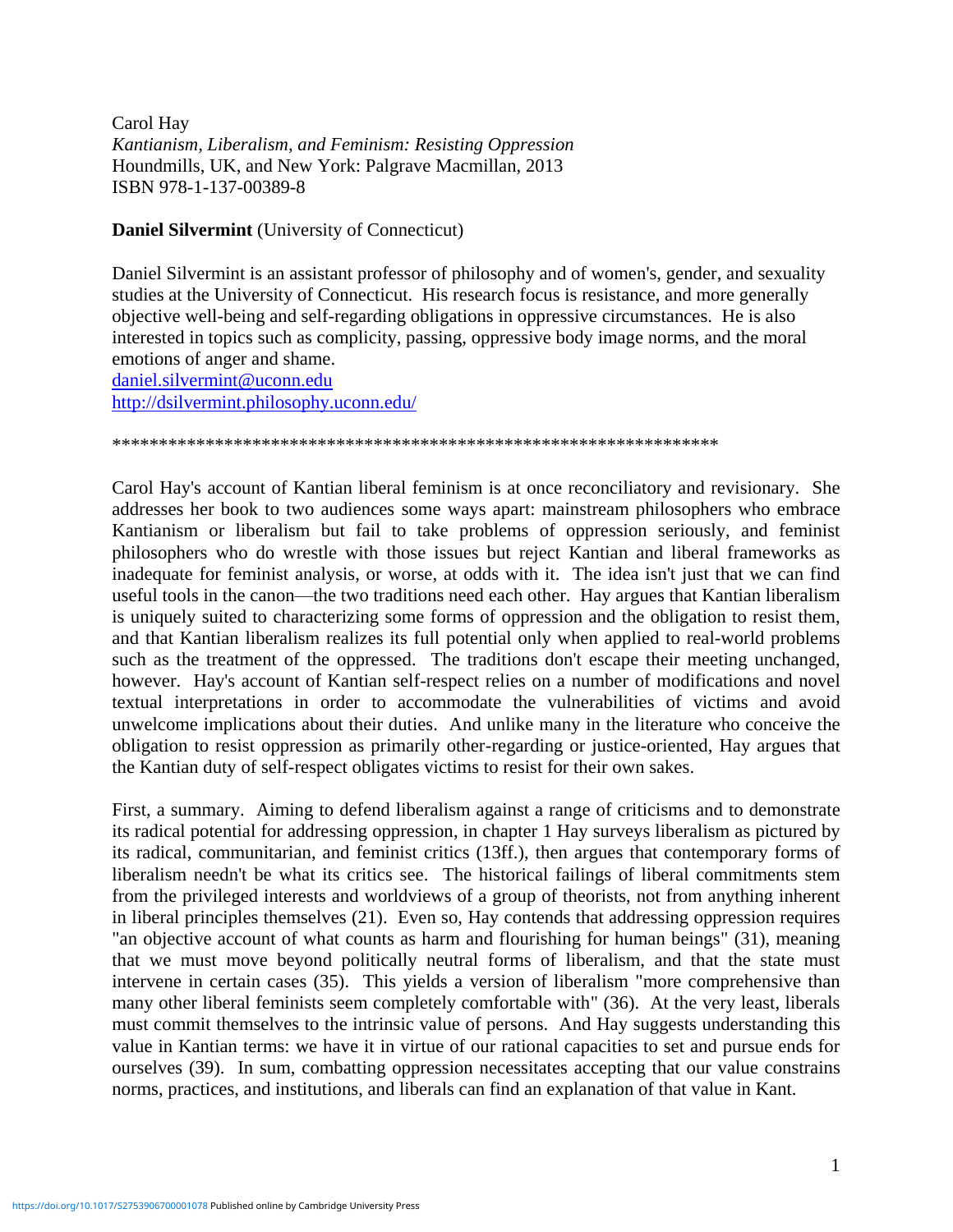Carol Hay
*Kantianism, Liberalism, and Feminism: Resisting Oppression*
Houndmills, UK, and New York: Palgrave Macmillan, 2013
ISBN 978-1-137-00389-8

**Daniel Silvermint** (University of Connecticut)

Daniel Silvermint is an assistant professor of philosophy and of women's, gender, and sexuality studies at the University of Connecticut. His research focus is resistance, and more generally objective well-being and self-regarding obligations in oppressive circumstances. He is also interested in topics such as complicity, passing, oppressive body image norms, and the moral emotions of anger and shame.
daniel.silvermint@uconn.edu
http://dsilvermint.philosophy.uconn.edu/

*****************************************************************

Carol Hay's account of Kantian liberal feminism is at once reconciliatory and revisionary. She addresses her book to two audiences some ways apart: mainstream philosophers who embrace Kantianism or liberalism but fail to take problems of oppression seriously, and feminist philosophers who do wrestle with those issues but reject Kantian and liberal frameworks as inadequate for feminist analysis, or worse, at odds with it. The idea isn't just that we can find useful tools in the canon—the two traditions need each other. Hay argues that Kantian liberalism is uniquely suited to characterizing some forms of oppression and the obligation to resist them, and that Kantian liberalism realizes its full potential only when applied to real-world problems such as the treatment of the oppressed. The traditions don't escape their meeting unchanged, however. Hay's account of Kantian self-respect relies on a number of modifications and novel textual interpretations in order to accommodate the vulnerabilities of victims and avoid unwelcome implications about their duties. And unlike many in the literature who conceive the obligation to resist oppression as primarily other-regarding or justice-oriented, Hay argues that the Kantian duty of self-respect obligates victims to resist for their own sakes.

First, a summary. Aiming to defend liberalism against a range of criticisms and to demonstrate its radical potential for addressing oppression, in chapter 1 Hay surveys liberalism as pictured by its radical, communitarian, and feminist critics (13ff.), then argues that contemporary forms of liberalism needn't be what its critics see. The historical failings of liberal commitments stem from the privileged interests and worldviews of a group of theorists, not from anything inherent in liberal principles themselves (21). Even so, Hay contends that addressing oppression requires "an objective account of what counts as harm and flourishing for human beings" (31), meaning that we must move beyond politically neutral forms of liberalism, and that the state must intervene in certain cases (35). This yields a version of liberalism "more comprehensive than many other liberal feminists seem completely comfortable with" (36). At the very least, liberals must commit themselves to the intrinsic value of persons. And Hay suggests understanding this value in Kantian terms: we have it in virtue of our rational capacities to set and pursue ends for ourselves (39). In sum, combatting oppression necessitates accepting that our value constrains norms, practices, and institutions, and liberals can find an explanation of that value in Kant.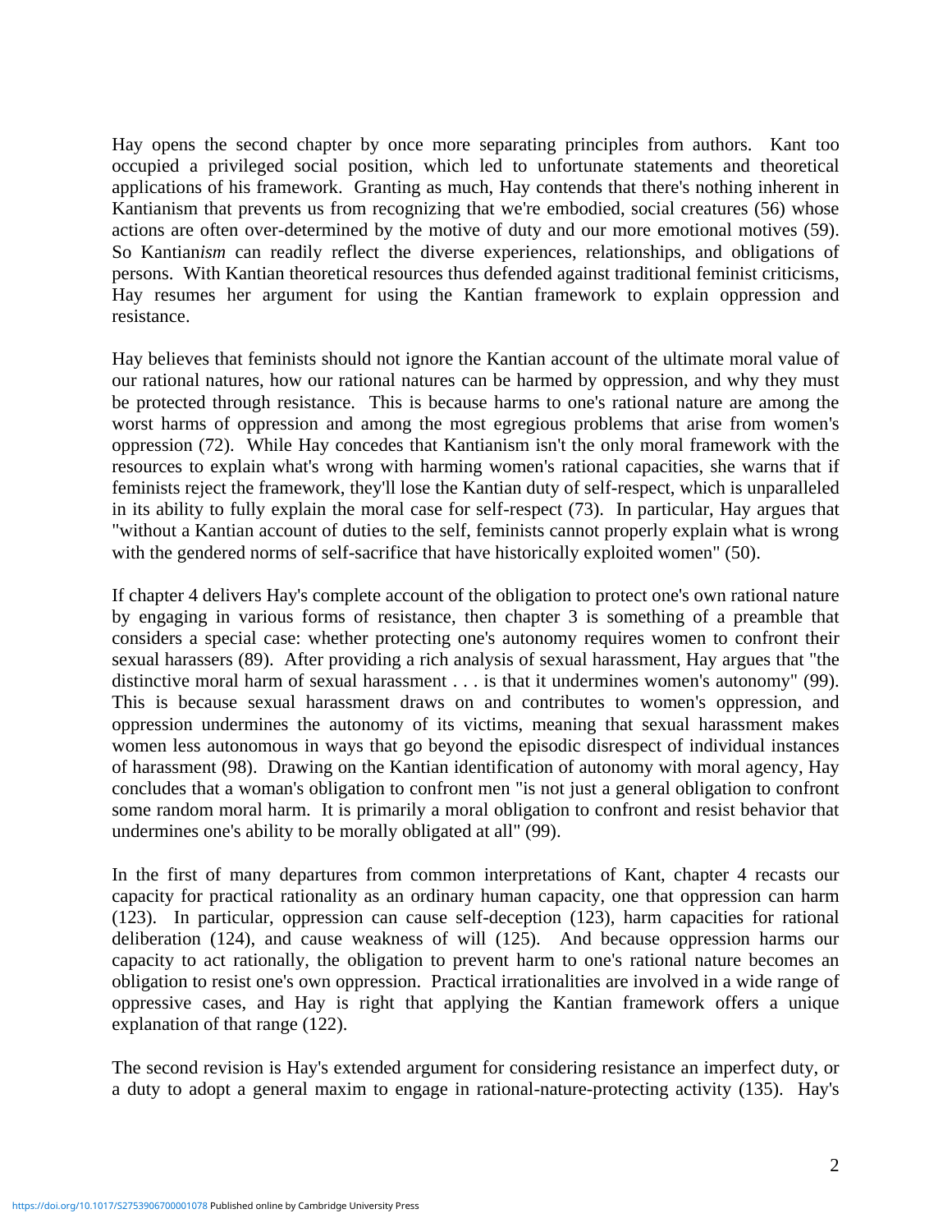Hay opens the second chapter by once more separating principles from authors. Kant too occupied a privileged social position, which led to unfortunate statements and theoretical applications of his framework. Granting as much, Hay contends that there's nothing inherent in Kantianism that prevents us from recognizing that we're embodied, social creatures (56) whose actions are often over-determined by the motive of duty and our more emotional motives (59). So Kantian*ism* can readily reflect the diverse experiences, relationships, and obligations of persons. With Kantian theoretical resources thus defended against traditional feminist criticisms, Hay resumes her argument for using the Kantian framework to explain oppression and resistance.

Hay believes that feminists should not ignore the Kantian account of the ultimate moral value of our rational natures, how our rational natures can be harmed by oppression, and why they must be protected through resistance. This is because harms to one's rational nature are among the worst harms of oppression and among the most egregious problems that arise from women's oppression (72). While Hay concedes that Kantianism isn't the only moral framework with the resources to explain what's wrong with harming women's rational capacities, she warns that if feminists reject the framework, they'll lose the Kantian duty of self-respect, which is unparalleled in its ability to fully explain the moral case for self-respect (73). In particular, Hay argues that "without a Kantian account of duties to the self, feminists cannot properly explain what is wrong with the gendered norms of self-sacrifice that have historically exploited women" (50).

If chapter 4 delivers Hay's complete account of the obligation to protect one's own rational nature by engaging in various forms of resistance, then chapter 3 is something of a preamble that considers a special case: whether protecting one's autonomy requires women to confront their sexual harassers (89). After providing a rich analysis of sexual harassment, Hay argues that "the distinctive moral harm of sexual harassment . . . is that it undermines women's autonomy" (99). This is because sexual harassment draws on and contributes to women's oppression, and oppression undermines the autonomy of its victims, meaning that sexual harassment makes women less autonomous in ways that go beyond the episodic disrespect of individual instances of harassment (98). Drawing on the Kantian identification of autonomy with moral agency, Hay concludes that a woman's obligation to confront men "is not just a general obligation to confront some random moral harm. It is primarily a moral obligation to confront and resist behavior that undermines one's ability to be morally obligated at all" (99).

In the first of many departures from common interpretations of Kant, chapter 4 recasts our capacity for practical rationality as an ordinary human capacity, one that oppression can harm (123). In particular, oppression can cause self-deception (123), harm capacities for rational deliberation (124), and cause weakness of will (125). And because oppression harms our capacity to act rationally, the obligation to prevent harm to one's rational nature becomes an obligation to resist one's own oppression. Practical irrationalities are involved in a wide range of oppressive cases, and Hay is right that applying the Kantian framework offers a unique explanation of that range (122).

The second revision is Hay's extended argument for considering resistance an imperfect duty, or a duty to adopt a general maxim to engage in rational-nature-protecting activity (135). Hay's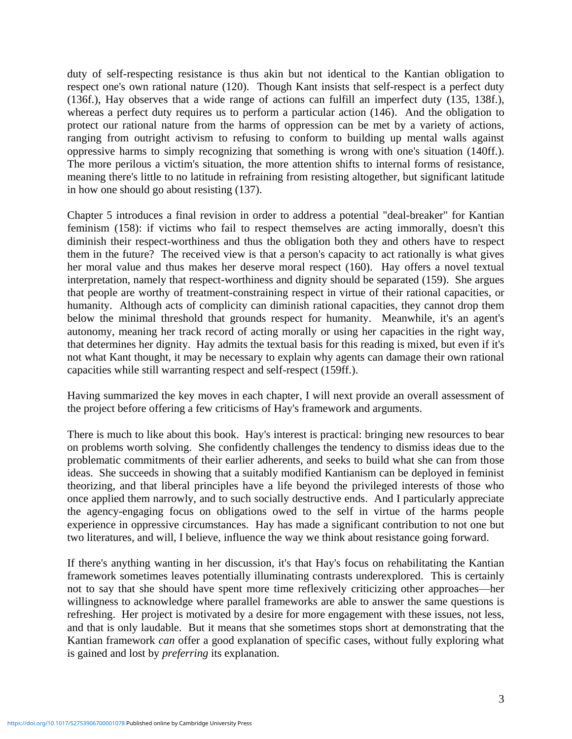duty of self-respecting resistance is thus akin but not identical to the Kantian obligation to respect one's own rational nature (120). Though Kant insists that self-respect is a perfect duty (136f.), Hay observes that a wide range of actions can fulfill an imperfect duty (135, 138f.), whereas a perfect duty requires us to perform a particular action (146). And the obligation to protect our rational nature from the harms of oppression can be met by a variety of actions, ranging from outright activism to refusing to conform to building up mental walls against oppressive harms to simply recognizing that something is wrong with one's situation (140ff.). The more perilous a victim's situation, the more attention shifts to internal forms of resistance, meaning there's little to no latitude in refraining from resisting altogether, but significant latitude in how one should go about resisting (137).

Chapter 5 introduces a final revision in order to address a potential "deal-breaker" for Kantian feminism (158): if victims who fail to respect themselves are acting immorally, doesn't this diminish their respect-worthiness and thus the obligation both they and others have to respect them in the future? The received view is that a person's capacity to act rationally is what gives her moral value and thus makes her deserve moral respect (160). Hay offers a novel textual interpretation, namely that respect-worthiness and dignity should be separated (159). She argues that people are worthy of treatment-constraining respect in virtue of their rational capacities, or humanity. Although acts of complicity can diminish rational capacities, they cannot drop them below the minimal threshold that grounds respect for humanity. Meanwhile, it's an agent's autonomy, meaning her track record of acting morally or using her capacities in the right way, that determines her dignity. Hay admits the textual basis for this reading is mixed, but even if it's not what Kant thought, it may be necessary to explain why agents can damage their own rational capacities while still warranting respect and self-respect (159ff.).

Having summarized the key moves in each chapter, I will next provide an overall assessment of the project before offering a few criticisms of Hay's framework and arguments.

There is much to like about this book. Hay's interest is practical: bringing new resources to bear on problems worth solving. She confidently challenges the tendency to dismiss ideas due to the problematic commitments of their earlier adherents, and seeks to build what she can from those ideas. She succeeds in showing that a suitably modified Kantianism can be deployed in feminist theorizing, and that liberal principles have a life beyond the privileged interests of those who once applied them narrowly, and to such socially destructive ends. And I particularly appreciate the agency-engaging focus on obligations owed to the self in virtue of the harms people experience in oppressive circumstances. Hay has made a significant contribution to not one but two literatures, and will, I believe, influence the way we think about resistance going forward.

If there's anything wanting in her discussion, it's that Hay's focus on rehabilitating the Kantian framework sometimes leaves potentially illuminating contrasts underexplored. This is certainly not to say that she should have spent more time reflexively criticizing other approaches—her willingness to acknowledge where parallel frameworks are able to answer the same questions is refreshing. Her project is motivated by a desire for more engagement with these issues, not less, and that is only laudable. But it means that she sometimes stops short at demonstrating that the Kantian framework *can* offer a good explanation of specific cases, without fully exploring what is gained and lost by *preferring* its explanation.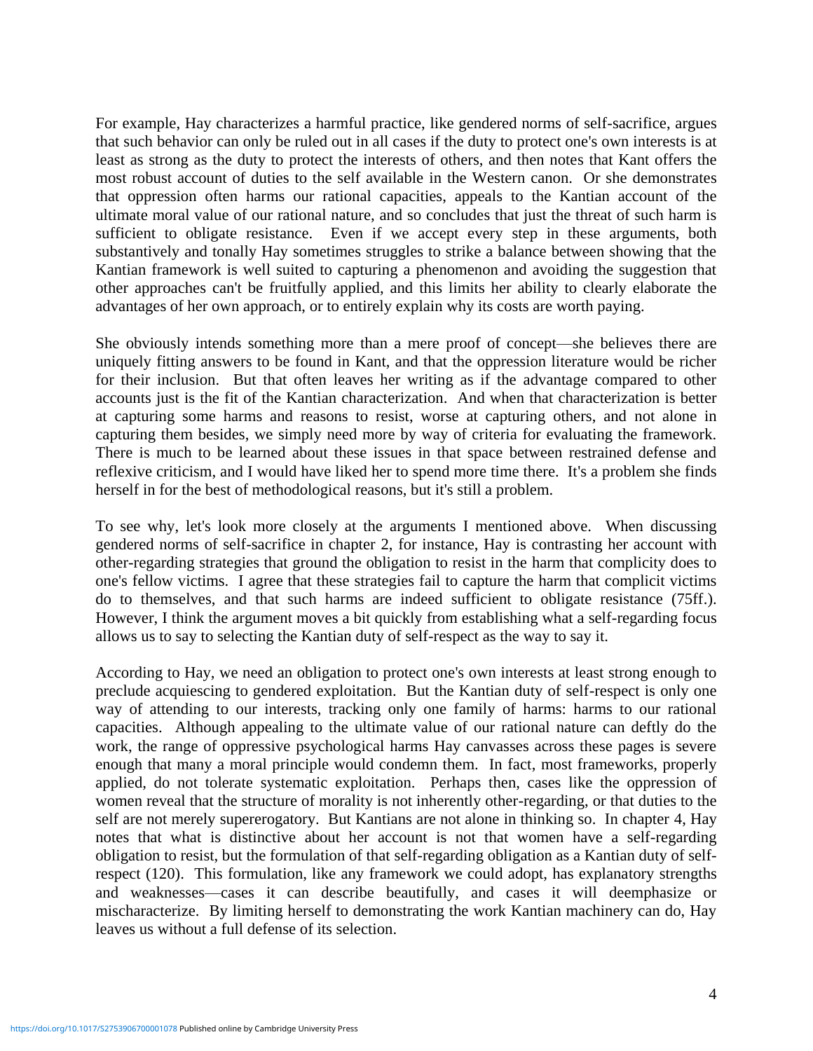For example, Hay characterizes a harmful practice, like gendered norms of self-sacrifice, argues that such behavior can only be ruled out in all cases if the duty to protect one's own interests is at least as strong as the duty to protect the interests of others, and then notes that Kant offers the most robust account of duties to the self available in the Western canon. Or she demonstrates that oppression often harms our rational capacities, appeals to the Kantian account of the ultimate moral value of our rational nature, and so concludes that just the threat of such harm is sufficient to obligate resistance. Even if we accept every step in these arguments, both substantively and tonally Hay sometimes struggles to strike a balance between showing that the Kantian framework is well suited to capturing a phenomenon and avoiding the suggestion that other approaches can't be fruitfully applied, and this limits her ability to clearly elaborate the advantages of her own approach, or to entirely explain why its costs are worth paying.

She obviously intends something more than a mere proof of concept—she believes there are uniquely fitting answers to be found in Kant, and that the oppression literature would be richer for their inclusion. But that often leaves her writing as if the advantage compared to other accounts just is the fit of the Kantian characterization. And when that characterization is better at capturing some harms and reasons to resist, worse at capturing others, and not alone in capturing them besides, we simply need more by way of criteria for evaluating the framework. There is much to be learned about these issues in that space between restrained defense and reflexive criticism, and I would have liked her to spend more time there. It's a problem she finds herself in for the best of methodological reasons, but it's still a problem.

To see why, let's look more closely at the arguments I mentioned above. When discussing gendered norms of self-sacrifice in chapter 2, for instance, Hay is contrasting her account with other-regarding strategies that ground the obligation to resist in the harm that complicity does to one's fellow victims. I agree that these strategies fail to capture the harm that complicit victims do to themselves, and that such harms are indeed sufficient to obligate resistance (75ff.). However, I think the argument moves a bit quickly from establishing what a self-regarding focus allows us to say to selecting the Kantian duty of self-respect as the way to say it.

According to Hay, we need an obligation to protect one's own interests at least strong enough to preclude acquiescing to gendered exploitation. But the Kantian duty of self-respect is only one way of attending to our interests, tracking only one family of harms: harms to our rational capacities. Although appealing to the ultimate value of our rational nature can deftly do the work, the range of oppressive psychological harms Hay canvasses across these pages is severe enough that many a moral principle would condemn them. In fact, most frameworks, properly applied, do not tolerate systematic exploitation. Perhaps then, cases like the oppression of women reveal that the structure of morality is not inherently other-regarding, or that duties to the self are not merely supererogatory. But Kantians are not alone in thinking so. In chapter 4, Hay notes that what is distinctive about her account is not that women have a self-regarding obligation to resist, but the formulation of that self-regarding obligation as a Kantian duty of self-respect (120). This formulation, like any framework we could adopt, has explanatory strengths and weaknesses—cases it can describe beautifully, and cases it will deemphasize or mischaracterize. By limiting herself to demonstrating the work Kantian machinery can do, Hay leaves us without a full defense of its selection.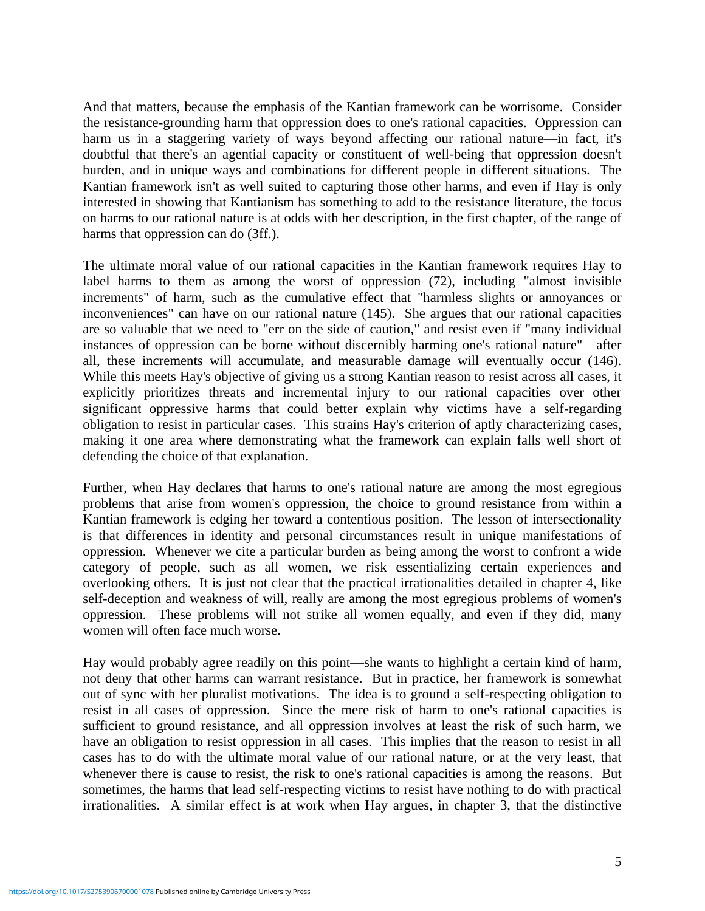And that matters, because the emphasis of the Kantian framework can be worrisome. Consider the resistance-grounding harm that oppression does to one's rational capacities. Oppression can harm us in a staggering variety of ways beyond affecting our rational nature—in fact, it's doubtful that there's an agential capacity or constituent of well-being that oppression doesn't burden, and in unique ways and combinations for different people in different situations. The Kantian framework isn't as well suited to capturing those other harms, and even if Hay is only interested in showing that Kantianism has something to add to the resistance literature, the focus on harms to our rational nature is at odds with her description, in the first chapter, of the range of harms that oppression can do (3ff.).

The ultimate moral value of our rational capacities in the Kantian framework requires Hay to label harms to them as among the worst of oppression (72), including "almost invisible increments" of harm, such as the cumulative effect that "harmless slights or annoyances or inconveniences" can have on our rational nature (145). She argues that our rational capacities are so valuable that we need to "err on the side of caution," and resist even if "many individual instances of oppression can be borne without discernibly harming one's rational nature"—after all, these increments will accumulate, and measurable damage will eventually occur (146). While this meets Hay's objective of giving us a strong Kantian reason to resist across all cases, it explicitly prioritizes threats and incremental injury to our rational capacities over other significant oppressive harms that could better explain why victims have a self-regarding obligation to resist in particular cases. This strains Hay's criterion of aptly characterizing cases, making it one area where demonstrating what the framework can explain falls well short of defending the choice of that explanation.

Further, when Hay declares that harms to one's rational nature are among the most egregious problems that arise from women's oppression, the choice to ground resistance from within a Kantian framework is edging her toward a contentious position. The lesson of intersectionality is that differences in identity and personal circumstances result in unique manifestations of oppression. Whenever we cite a particular burden as being among the worst to confront a wide category of people, such as all women, we risk essentializing certain experiences and overlooking others. It is just not clear that the practical irrationalities detailed in chapter 4, like self-deception and weakness of will, really are among the most egregious problems of women's oppression. These problems will not strike all women equally, and even if they did, many women will often face much worse.

Hay would probably agree readily on this point—she wants to highlight a certain kind of harm, not deny that other harms can warrant resistance. But in practice, her framework is somewhat out of sync with her pluralist motivations. The idea is to ground a self-respecting obligation to resist in all cases of oppression. Since the mere risk of harm to one's rational capacities is sufficient to ground resistance, and all oppression involves at least the risk of such harm, we have an obligation to resist oppression in all cases. This implies that the reason to resist in all cases has to do with the ultimate moral value of our rational nature, or at the very least, that whenever there is cause to resist, the risk to one's rational capacities is among the reasons. But sometimes, the harms that lead self-respecting victims to resist have nothing to do with practical irrationalities. A similar effect is at work when Hay argues, in chapter 3, that the distinctive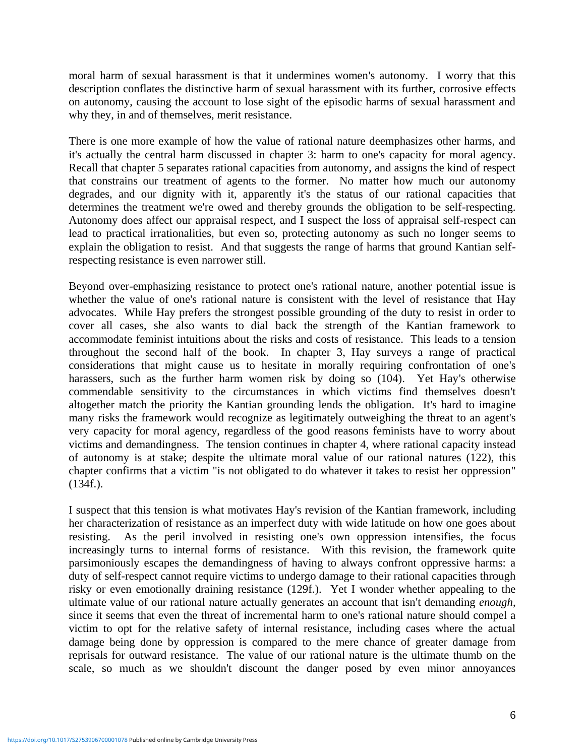moral harm of sexual harassment is that it undermines women's autonomy. I worry that this description conflates the distinctive harm of sexual harassment with its further, corrosive effects on autonomy, causing the account to lose sight of the episodic harms of sexual harassment and why they, in and of themselves, merit resistance.

There is one more example of how the value of rational nature deemphasizes other harms, and it's actually the central harm discussed in chapter 3: harm to one's capacity for moral agency. Recall that chapter 5 separates rational capacities from autonomy, and assigns the kind of respect that constrains our treatment of agents to the former. No matter how much our autonomy degrades, and our dignity with it, apparently it's the status of our rational capacities that determines the treatment we're owed and thereby grounds the obligation to be self-respecting. Autonomy does affect our appraisal respect, and I suspect the loss of appraisal self-respect can lead to practical irrationalities, but even so, protecting autonomy as such no longer seems to explain the obligation to resist. And that suggests the range of harms that ground Kantian self-respecting resistance is even narrower still.

Beyond over-emphasizing resistance to protect one's rational nature, another potential issue is whether the value of one's rational nature is consistent with the level of resistance that Hay advocates. While Hay prefers the strongest possible grounding of the duty to resist in order to cover all cases, she also wants to dial back the strength of the Kantian framework to accommodate feminist intuitions about the risks and costs of resistance. This leads to a tension throughout the second half of the book. In chapter 3, Hay surveys a range of practical considerations that might cause us to hesitate in morally requiring confrontation of one's harassers, such as the further harm women risk by doing so (104). Yet Hay's otherwise commendable sensitivity to the circumstances in which victims find themselves doesn't altogether match the priority the Kantian grounding lends the obligation. It's hard to imagine many risks the framework would recognize as legitimately outweighing the threat to an agent's very capacity for moral agency, regardless of the good reasons feminists have to worry about victims and demandingness. The tension continues in chapter 4, where rational capacity instead of autonomy is at stake; despite the ultimate moral value of our rational natures (122), this chapter confirms that a victim "is not obligated to do whatever it takes to resist her oppression" (134f.).

I suspect that this tension is what motivates Hay's revision of the Kantian framework, including her characterization of resistance as an imperfect duty with wide latitude on how one goes about resisting. As the peril involved in resisting one's own oppression intensifies, the focus increasingly turns to internal forms of resistance. With this revision, the framework quite parsimoniously escapes the demandingness of having to always confront oppressive harms: a duty of self-respect cannot require victims to undergo damage to their rational capacities through risky or even emotionally draining resistance (129f.). Yet I wonder whether appealing to the ultimate value of our rational nature actually generates an account that isn't demanding *enough*, since it seems that even the threat of incremental harm to one's rational nature should compel a victim to opt for the relative safety of internal resistance, including cases where the actual damage being done by oppression is compared to the mere chance of greater damage from reprisals for outward resistance. The value of our rational nature is the ultimate thumb on the scale, so much as we shouldn't discount the danger posed by even minor annoyances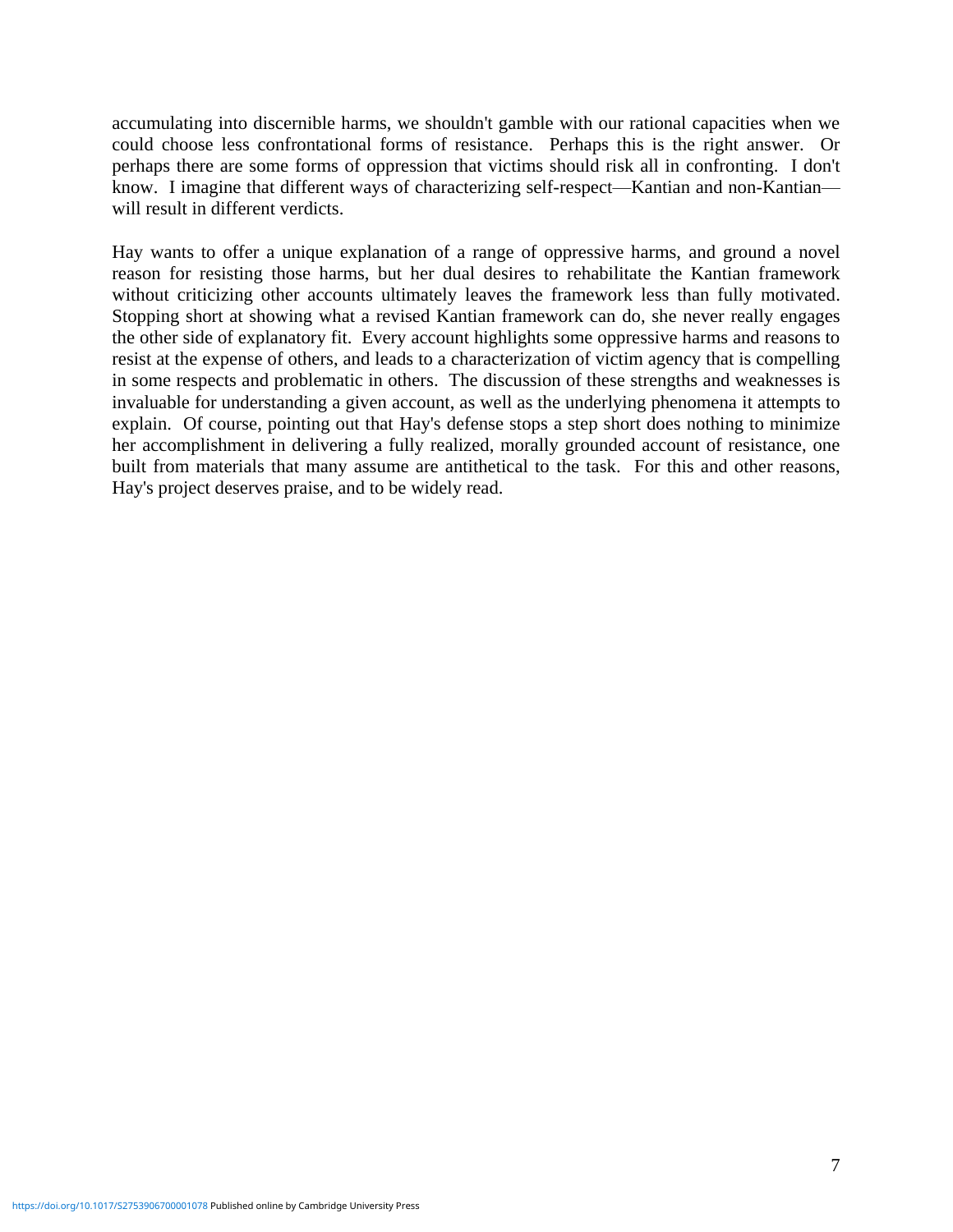accumulating into discernible harms, we shouldn't gamble with our rational capacities when we could choose less confrontational forms of resistance. Perhaps this is the right answer. Or perhaps there are some forms of oppression that victims should risk all in confronting. I don't know. I imagine that different ways of characterizing self-respect—Kantian and non-Kantian—will result in different verdicts.

Hay wants to offer a unique explanation of a range of oppressive harms, and ground a novel reason for resisting those harms, but her dual desires to rehabilitate the Kantian framework without criticizing other accounts ultimately leaves the framework less than fully motivated. Stopping short at showing what a revised Kantian framework can do, she never really engages the other side of explanatory fit. Every account highlights some oppressive harms and reasons to resist at the expense of others, and leads to a characterization of victim agency that is compelling in some respects and problematic in others. The discussion of these strengths and weaknesses is invaluable for understanding a given account, as well as the underlying phenomena it attempts to explain. Of course, pointing out that Hay's defense stops a step short does nothing to minimize her accomplishment in delivering a fully realized, morally grounded account of resistance, one built from materials that many assume are antithetical to the task. For this and other reasons, Hay's project deserves praise, and to be widely read.